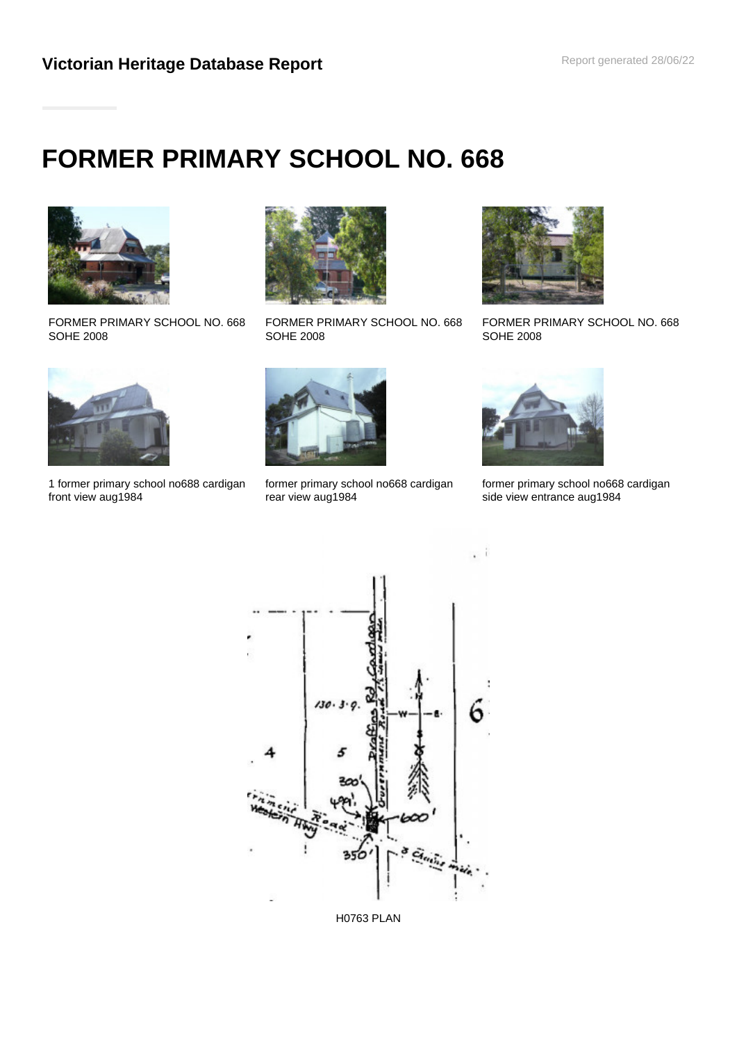**Victorian Heritage Database Report**

# FORMER PRIMARY SCHOOL NO. 668

FORMER PRIMARY SCHOOL NO. 668 SOHE 2008

FORMER PRIMARY SCHOOL NO. 668 SOHE 2008

FORMER PRIMARY SCHOOL NO. 668 SOHE 2008

1 former primary school no688 cardigan front view aug1984

former primary school no668 cardigan rear view aug1984

former primary school no668 cardigan side view entrance aug1984

H0763 PLAN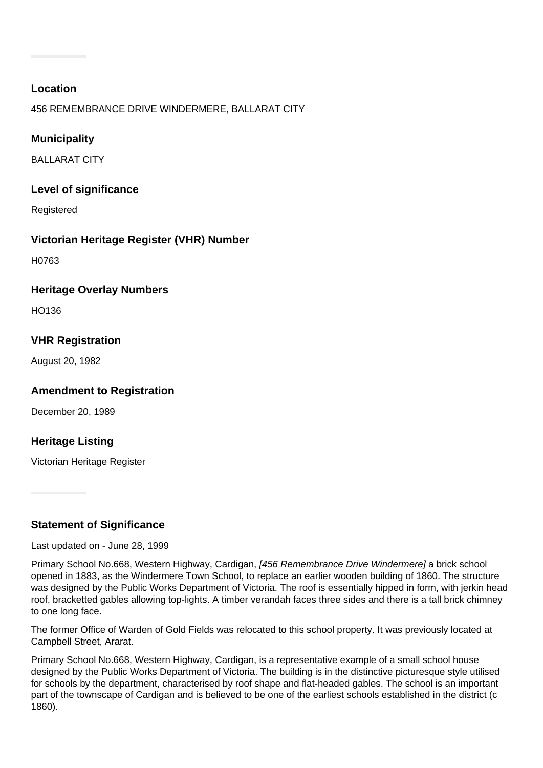### Location

456 REMEMBRANCE DRIVE WINDERMERE, BALLARAT CITY

### Municipality

BALLARAT CITY

### Level of significance

Registered

### Victorian Heritage Register (VHR) Number

H0763

### Heritage Overlay Numbers

HO136

### VHR Registration

August 20, 1982

### Amendment to Registration

December 20, 1989

### Heritage Listing

Victorian Heritage Register

### Statement of Significance

Last updated on - June 28, 1999

Primary School No.668, Western Highway, Cardigan, *[456 Remembrance Drive Windermere]* a brick school opened in 1883, as the Windermere Town School, to replace an earlier wooden building of 1860. The structure was designed by the Public Works Department of Victoria. The roof is essentially hipped in form, with jerkin head roof, bracketted gables allowing top-lights. A timber verandah faces three sides and there is a tall brick chimney to one long face.

The former Office of Warden of Gold Fields was relocated to this school property. It was previously located at Campbell Street, Ararat.

Primary School No.668, Western Highway, Cardigan, is a representative example of a small school house designed by the Public Works Department of Victoria. The building is in the distinctive picturesque style utilised for schools by the department, characterised by roof shape and flat-headed gables. The school is an important part of the townscape of Cardigan and is believed to be one of the earliest schools established in the district (c 1860).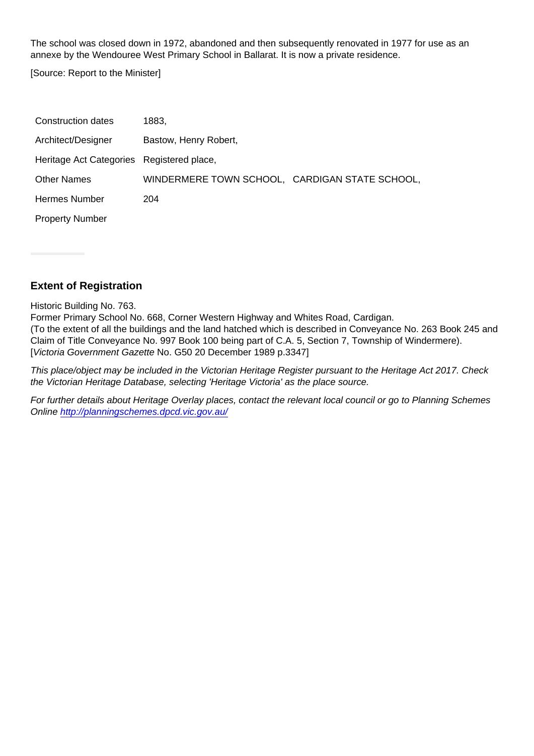The school was closed down in 1972, abandoned and then subsequently renovated in 1977 for use as an annexe by the Wendouree West Primary School in Ballarat. It is now a private residence.

[Source: Report to the Minister]

| | |
|---|---|
| Construction dates | 1883, |
| Architect/Designer | Bastow, Henry Robert, |
| Heritage Act Categories | Registered place, |
| Other Names | WINDERMERE TOWN SCHOOL, CARDIGAN STATE SCHOOL, |
| Hermes Number | 204 |
| Property Number | |

## Extent of Registration

Historic Building No. 763.
Former Primary School No. 668, Corner Western Highway and Whites Road, Cardigan.
(To the extent of all the buildings and the land hatched which is described in Conveyance No. 263 Book 245 and Claim of Title Conveyance No. 997 Book 100 being part of C.A. 5, Section 7, Township of Windermere).
[*Victoria Government Gazette* No. G50 20 December 1989 p.3347]

*This place/object may be included in the Victorian Heritage Register pursuant to the Heritage Act 2017. Check the Victorian Heritage Database, selecting 'Heritage Victoria' as the place source.*

*For further details about Heritage Overlay places, contact the relevant local council or go to Planning Schemes Online [http://planningschemes.dpcd.vic.gov.au/](http://planningschemes.dpcd.vic.gov.au/)*